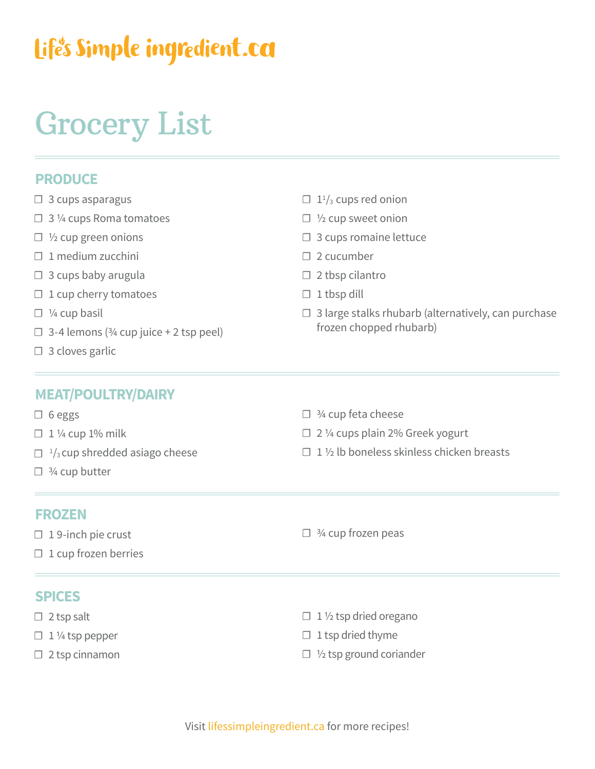Life's Simple ingredient.ca

# Grocery List

## PRODUCE

- ☐ 3 cups asparagus
- ☐ 3 ¼ cups Roma tomatoes
- ☐ ½ cup green onions
- ☐ 1 medium zucchini
- ☐ 3 cups baby arugula
- ☐ 1 cup cherry tomatoes
- ☐ ¼ cup basil
- ☐ 3-4 lemons (¾ cup juice + 2 tsp peel)
- ☐ 3 cloves garlic
- ☐ 1⅓ cups red onion
- ☐ ½ cup sweet onion
- ☐ 3 cups romaine lettuce
- ☐ 2 cucumber
- ☐ 2 tbsp cilantro
- ☐ 1 tbsp dill
- ☐ 3 large stalks rhubarb (alternatively, can purchase frozen chopped rhubarb)

## MEAT/POULTRY/DAIRY

- ☐ 6 eggs
- ☐ 1 ¼ cup 1% milk
- ☐ ⅓ cup shredded asiago cheese
- ☐ ¾ cup butter
- ☐ ¾ cup feta cheese
- ☐ 2 ¼ cups plain 2% Greek yogurt
- ☐ 1 ½ lb boneless skinless chicken breasts

## FROZEN

- ☐ 1 9-inch pie crust
- ☐ 1 cup frozen berries
- ☐ ¾ cup frozen peas

## SPICES

- ☐ 2 tsp salt
- ☐ 1 ¼ tsp pepper
- ☐ 2 tsp cinnamon
- ☐ 1 ½ tsp dried oregano
- ☐ 1 tsp dried thyme
- ☐ ½ tsp ground coriander

Visit lifessimpleingredient.ca for more recipes!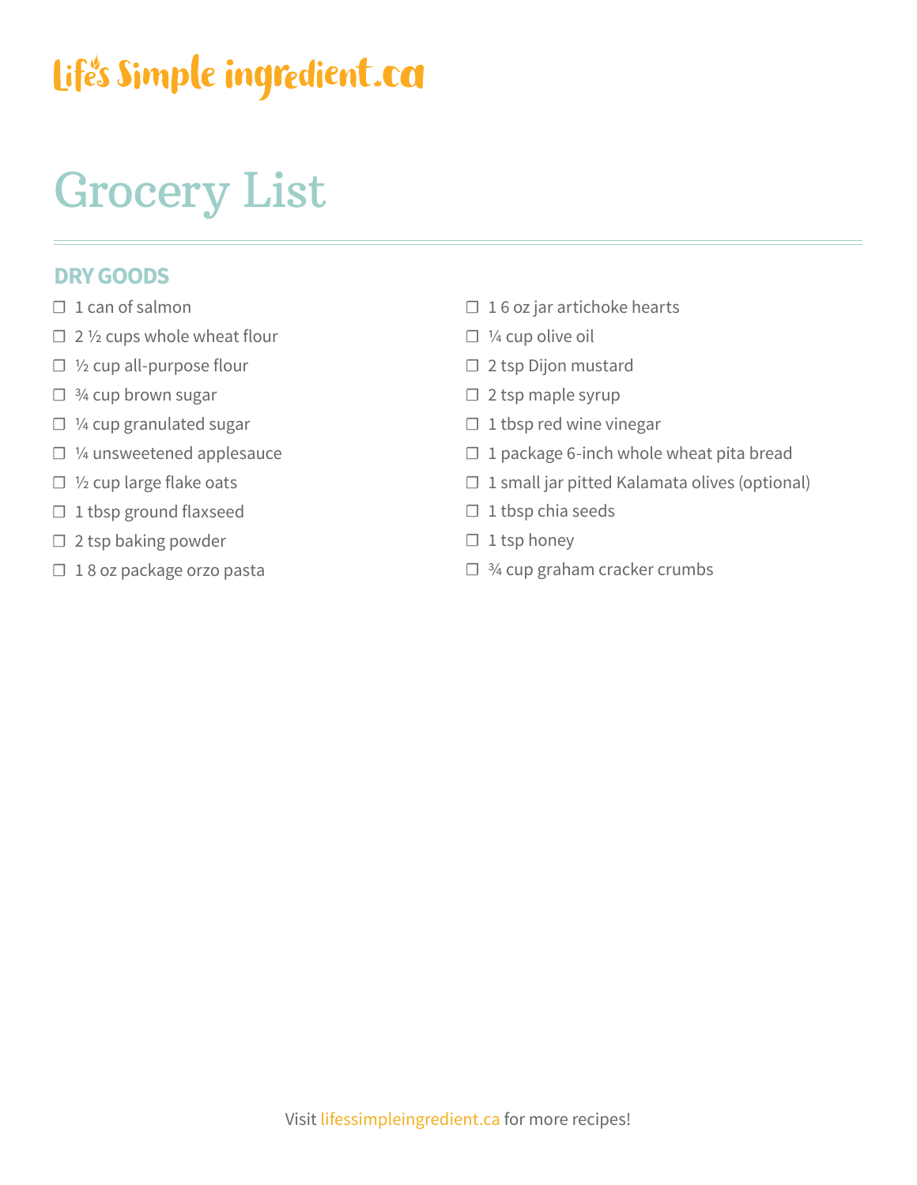Life's Simple ingredient.ca

# Grocery List

## DRY GOODS

- ☐ 1 can of salmon
- ☐ 2 ½ cups whole wheat flour
- ☐ ½ cup all-purpose flour
- ☐ ¾ cup brown sugar
- ☐ ¼ cup granulated sugar
- ☐ ¼ unsweetened applesauce
- ☐ ½ cup large flake oats
- ☐ 1 tbsp ground flaxseed
- ☐ 2 tsp baking powder
- ☐ 1 8 oz package orzo pasta
- ☐ 1 6 oz jar artichoke hearts
- ☐ ¼ cup olive oil
- ☐ 2 tsp Dijon mustard
- ☐ 2 tsp maple syrup
- ☐ 1 tbsp red wine vinegar
- ☐ 1 package 6-inch whole wheat pita bread
- ☐ 1 small jar pitted Kalamata olives (optional)
- ☐ 1 tbsp chia seeds
- ☐ 1 tsp honey
- ☐ ¾ cup graham cracker crumbs

Visit lifessimpleingredient.ca for more recipes!